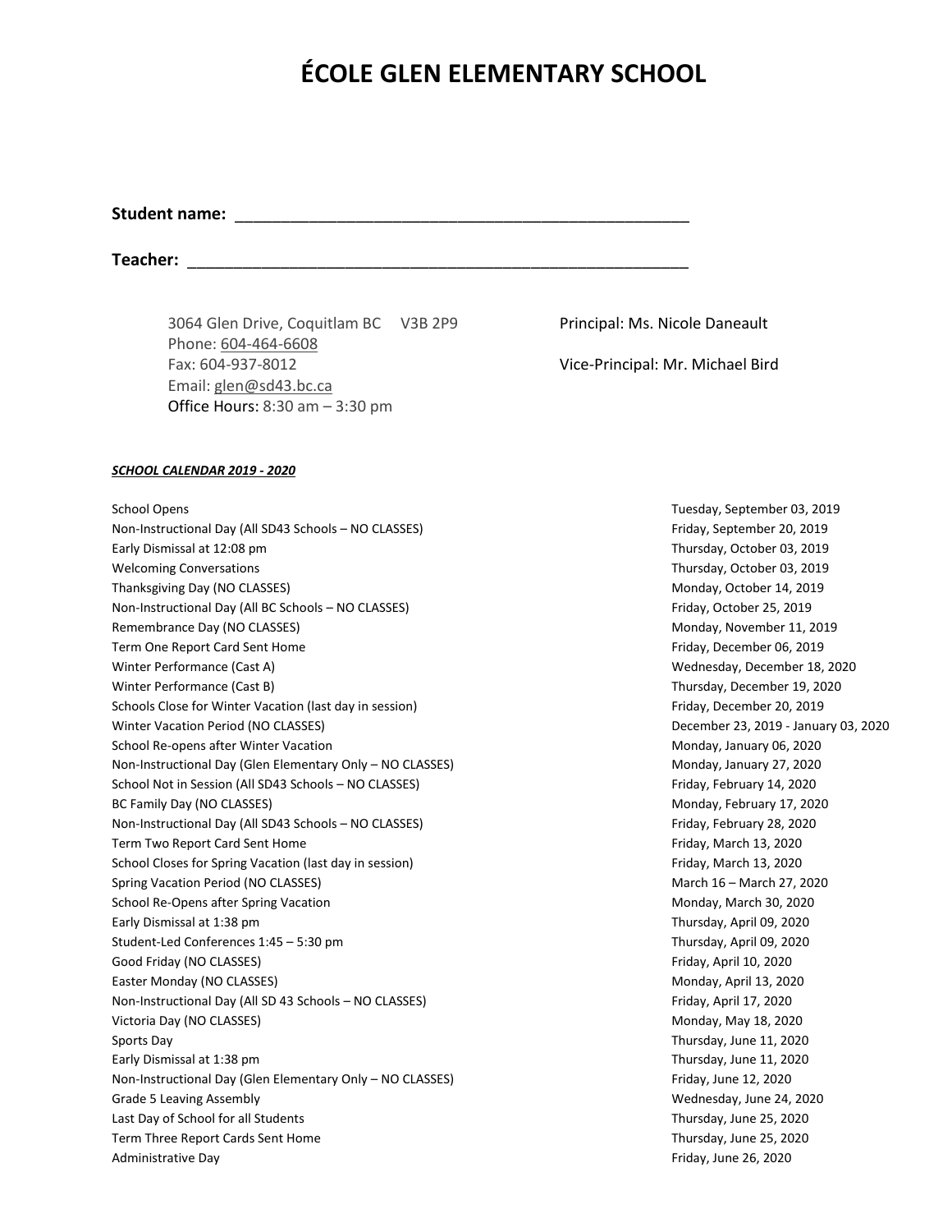# ÉCOLE GLEN ELEMENTARY SCHOOL

**Student name:** ____________________________________________________

**Teacher:** ________________________________________________________

3064 Glen Drive, Coquitlam BC V3B 2P9
Phone: 604-464-6608
Fax: 604-937-8012
Email: glen@sd43.bc.ca
Office Hours: 8:30 am – 3:30 pm

Principal: Ms. Nicole Daneault

Vice-Principal: Mr. Michael Bird

***SCHOOL CALENDAR 2019 - 2020***

| Event | Date |
|---|---|
| School Opens | Tuesday, September 03, 2019 |
| Non-Instructional Day (All SD43 Schools – NO CLASSES) | Friday, September 20, 2019 |
| Early Dismissal at 12:08 pm | Thursday, October 03, 2019 |
| Welcoming Conversations | Thursday, October 03, 2019 |
| Thanksgiving Day (NO CLASSES) | Monday, October 14, 2019 |
| Non-Instructional Day (All BC Schools – NO CLASSES) | Friday, October 25, 2019 |
| Remembrance Day (NO CLASSES) | Monday, November 11, 2019 |
| Term One Report Card Sent Home | Friday, December 06, 2019 |
| Winter Performance (Cast A) | Wednesday, December 18, 2020 |
| Winter Performance (Cast B) | Thursday, December 19, 2020 |
| Schools Close for Winter Vacation (last day in session) | Friday, December 20, 2019 |
| Winter Vacation Period (NO CLASSES) | December 23, 2019 - January 03, 2020 |
| School Re-opens after Winter Vacation | Monday, January 06, 2020 |
| Non-Instructional Day (Glen Elementary Only – NO CLASSES) | Monday, January 27, 2020 |
| School Not in Session (All SD43 Schools – NO CLASSES) | Friday, February 14, 2020 |
| BC Family Day (NO CLASSES) | Monday, February 17, 2020 |
| Non-Instructional Day (All SD43 Schools – NO CLASSES) | Friday, February 28, 2020 |
| Term Two Report Card Sent Home | Friday, March 13, 2020 |
| School Closes for Spring Vacation (last day in session) | Friday, March 13, 2020 |
| Spring Vacation Period (NO CLASSES) | March 16 – March 27, 2020 |
| School Re-Opens after Spring Vacation | Monday, March 30, 2020 |
| Early Dismissal at 1:38 pm | Thursday, April 09, 2020 |
| Student-Led Conferences 1:45 – 5:30 pm | Thursday, April 09, 2020 |
| Good Friday (NO CLASSES) | Friday, April 10, 2020 |
| Easter Monday (NO CLASSES) | Monday, April 13, 2020 |
| Non-Instructional Day (All SD 43 Schools – NO CLASSES) | Friday, April 17, 2020 |
| Victoria Day (NO CLASSES) | Monday, May 18, 2020 |
| Sports Day | Thursday, June 11, 2020 |
| Early Dismissal at 1:38 pm | Thursday, June 11, 2020 |
| Non-Instructional Day (Glen Elementary Only – NO CLASSES) | Friday, June 12, 2020 |
| Grade 5 Leaving Assembly | Wednesday, June 24, 2020 |
| Last Day of School for all Students | Thursday, June 25, 2020 |
| Term Three Report Cards Sent Home | Thursday, June 25, 2020 |
| Administrative Day | Friday, June 26, 2020 |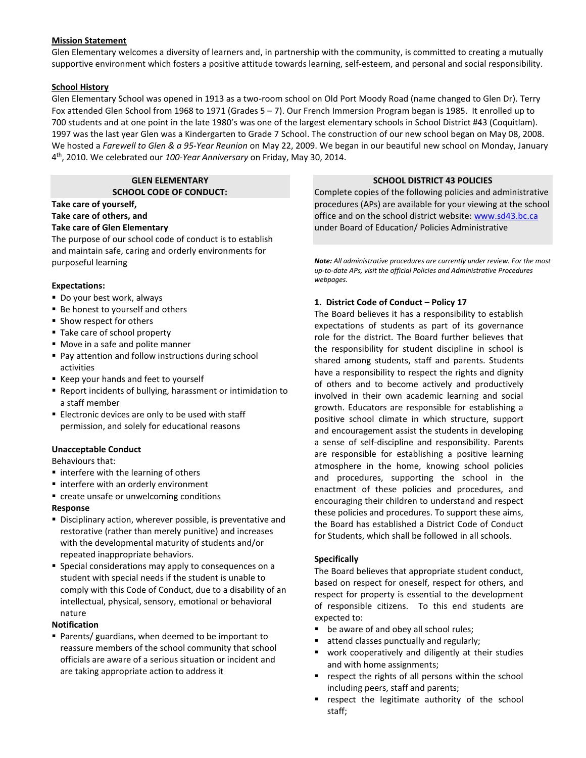## Mission Statement

Glen Elementary welcomes a diversity of learners and, in partnership with the community, is committed to creating a mutually supportive environment which fosters a positive attitude towards learning, self-esteem, and personal and social responsibility.

## School History

Glen Elementary School was opened in 1913 as a two-room school on Old Port Moody Road (name changed to Glen Dr). Terry Fox attended Glen School from 1968 to 1971 (Grades 5 – 7). Our French Immersion Program began is 1985. It enrolled up to 700 students and at one point in the late 1980's was one of the largest elementary schools in School District #43 (Coquitlam). 1997 was the last year Glen was a Kindergarten to Grade 7 School. The construction of our new school began on May 08, 2008. We hosted a *Farewell to Glen & a 95-Year Reunion* on May 22, 2009. We began in our beautiful new school on Monday, January 4th, 2010. We celebrated our *100-Year Anniversary* on Friday, May 30, 2014.

## GLEN ELEMENTARY SCHOOL CODE OF CONDUCT:

**Take care of yourself,**
**Take care of others, and**
**Take care of Glen Elementary**

The purpose of our school code of conduct is to establish and maintain safe, caring and orderly environments for purposeful learning

**Expectations:**

- Do your best work, always
- Be honest to yourself and others
- Show respect for others
- Take care of school property
- Move in a safe and polite manner
- Pay attention and follow instructions during school activities
- Keep your hands and feet to yourself
- Report incidents of bullying, harassment or intimidation to a staff member
- Electronic devices are only to be used with staff permission, and solely for educational reasons

**Unacceptable Conduct**

Behaviours that:

- interfere with the learning of others
- interfere with an orderly environment
- create unsafe or unwelcoming conditions

**Response**

- Disciplinary action, wherever possible, is preventative and restorative (rather than merely punitive) and increases with the developmental maturity of students and/or repeated inappropriate behaviors.
- Special considerations may apply to consequences on a student with special needs if the student is unable to comply with this Code of Conduct, due to a disability of an intellectual, physical, sensory, emotional or behavioral nature

**Notification**

- Parents/ guardians, when deemed to be important to reassure members of the school community that school officials are aware of a serious situation or incident and are taking appropriate action to address it

## SCHOOL DISTRICT 43 POLICIES

Complete copies of the following policies and administrative procedures (APs) are available for your viewing at the school office and on the school district website: www.sd43.bc.ca under Board of Education/ Policies Administrative

***Note:*** *All administrative procedures are currently under review. For the most up-to-date APs, visit the official Policies and Administrative Procedures webpages.*

### 1. District Code of Conduct – Policy 17

The Board believes it has a responsibility to establish expectations of students as part of its governance role for the district. The Board further believes that the responsibility for student discipline in school is shared among students, staff and parents. Students have a responsibility to respect the rights and dignity of others and to become actively and productively involved in their own academic learning and social growth. Educators are responsible for establishing a positive school climate in which structure, support and encouragement assist the students in developing a sense of self-discipline and responsibility. Parents are responsible for establishing a positive learning atmosphere in the home, knowing school policies and procedures, supporting the school in the enactment of these policies and procedures, and encouraging their children to understand and respect these policies and procedures. To support these aims, the Board has established a District Code of Conduct for Students, which shall be followed in all schools.

**Specifically**

The Board believes that appropriate student conduct, based on respect for oneself, respect for others, and respect for property is essential to the development of responsible citizens. To this end students are expected to:

- be aware of and obey all school rules;
- attend classes punctually and regularly;
- work cooperatively and diligently at their studies and with home assignments;
- respect the rights of all persons within the school including peers, staff and parents;
- respect the legitimate authority of the school staff;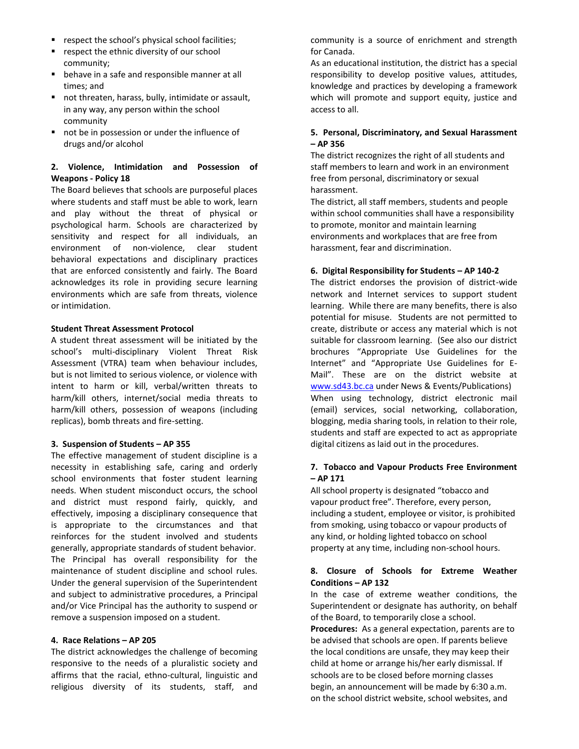- respect the school's physical school facilities;
- respect the ethnic diversity of our school community;
- behave in a safe and responsible manner at all times; and
- not threaten, harass, bully, intimidate or assault, in any way, any person within the school community
- not be in possession or under the influence of drugs and/or alcohol

**2. Violence, Intimidation and Possession of Weapons - Policy 18**

The Board believes that schools are purposeful places where students and staff must be able to work, learn and play without the threat of physical or psychological harm. Schools are characterized by sensitivity and respect for all individuals, an environment of non-violence, clear student behavioral expectations and disciplinary practices that are enforced consistently and fairly. The Board acknowledges its role in providing secure learning environments which are safe from threats, violence or intimidation.

**Student Threat Assessment Protocol**

A student threat assessment will be initiated by the school's multi-disciplinary Violent Threat Risk Assessment (VTRA) team when behaviour includes, but is not limited to serious violence, or violence with intent to harm or kill, verbal/written threats to harm/kill others, internet/social media threats to harm/kill others, possession of weapons (including replicas), bomb threats and fire-setting.

**3. Suspension of Students – AP 355**

The effective management of student discipline is a necessity in establishing safe, caring and orderly school environments that foster student learning needs. When student misconduct occurs, the school and district must respond fairly, quickly, and effectively, imposing a disciplinary consequence that is appropriate to the circumstances and that reinforces for the student involved and students generally, appropriate standards of student behavior. The Principal has overall responsibility for the maintenance of student discipline and school rules. Under the general supervision of the Superintendent and subject to administrative procedures, a Principal and/or Vice Principal has the authority to suspend or remove a suspension imposed on a student.

**4. Race Relations – AP 205**

The district acknowledges the challenge of becoming responsive to the needs of a pluralistic society and affirms that the racial, ethno-cultural, linguistic and religious diversity of its students, staff, and community is a source of enrichment and strength for Canada.

As an educational institution, the district has a special responsibility to develop positive values, attitudes, knowledge and practices by developing a framework which will promote and support equity, justice and access to all.

**5. Personal, Discriminatory, and Sexual Harassment – AP 356**

The district recognizes the right of all students and staff members to learn and work in an environment free from personal, discriminatory or sexual harassment.

The district, all staff members, students and people within school communities shall have a responsibility to promote, monitor and maintain learning environments and workplaces that are free from harassment, fear and discrimination.

**6. Digital Responsibility for Students – AP 140-2**

The district endorses the provision of district-wide network and Internet services to support student learning. While there are many benefits, there is also potential for misuse. Students are not permitted to create, distribute or access any material which is not suitable for classroom learning. (See also our district brochures "Appropriate Use Guidelines for the Internet" and "Appropriate Use Guidelines for E-Mail". These are on the district website at www.sd43.bc.ca under News & Events/Publications)

When using technology, district electronic mail (email) services, social networking, collaboration, blogging, media sharing tools, in relation to their role, students and staff are expected to act as appropriate digital citizens as laid out in the procedures.

**7. Tobacco and Vapour Products Free Environment – AP 171**

All school property is designated "tobacco and vapour product free". Therefore, every person, including a student, employee or visitor, is prohibited from smoking, using tobacco or vapour products of any kind, or holding lighted tobacco on school property at any time, including non-school hours.

**8. Closure of Schools for Extreme Weather Conditions – AP 132**

In the case of extreme weather conditions, the Superintendent or designate has authority, on behalf of the Board, to temporarily close a school.

**Procedures:** As a general expectation, parents are to be advised that schools are open. If parents believe the local conditions are unsafe, they may keep their child at home or arrange his/her early dismissal. If schools are to be closed before morning classes begin, an announcement will be made by 6:30 a.m. on the school district website, school websites, and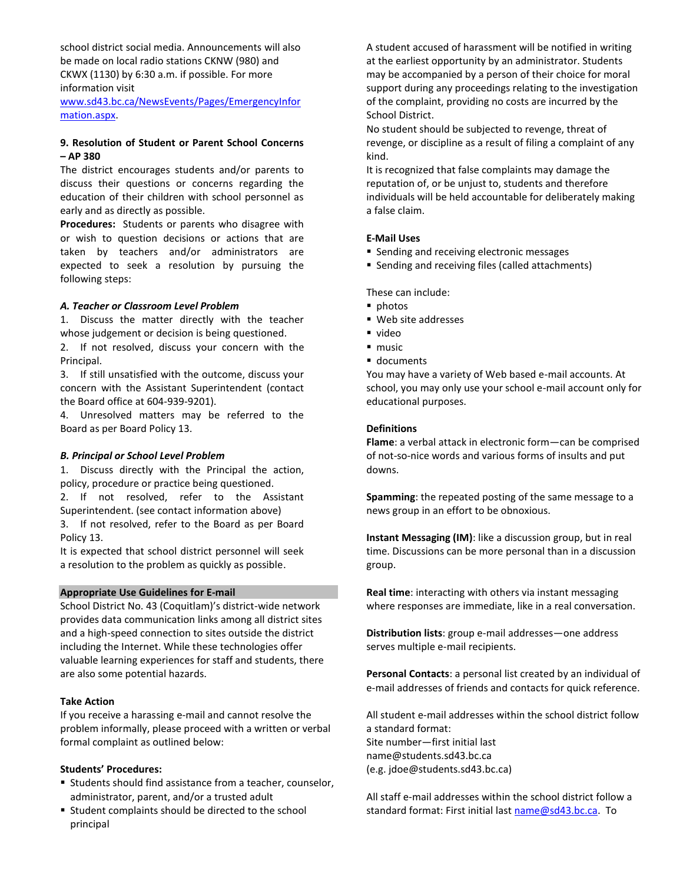school district social media. Announcements will also be made on local radio stations CKNW (980) and CKWX (1130) by 6:30 a.m. if possible. For more information visit [www.sd43.bc.ca/NewsEvents/Pages/EmergencyInformation.aspx](www.sd43.bc.ca/NewsEvents/Pages/EmergencyInformation.aspx).

### 9. Resolution of Student or Parent School Concerns – AP 380

The district encourages students and/or parents to discuss their questions or concerns regarding the education of their children with school personnel as early and as directly as possible.

**Procedures:** Students or parents who disagree with or wish to question decisions or actions that are taken by teachers and/or administrators are expected to seek a resolution by pursuing the following steps:

***A. Teacher or Classroom Level Problem***

1. Discuss the matter directly with the teacher whose judgement or decision is being questioned.
2. If not resolved, discuss your concern with the Principal.
3. If still unsatisfied with the outcome, discuss your concern with the Assistant Superintendent (contact the Board office at 604-939-9201).
4. Unresolved matters may be referred to the Board as per Board Policy 13.

***B. Principal or School Level Problem***

1. Discuss directly with the Principal the action, policy, procedure or practice being questioned.
2. If not resolved, refer to the Assistant Superintendent. (see contact information above)
3. If not resolved, refer to the Board as per Board Policy 13.

It is expected that school district personnel will seek a resolution to the problem as quickly as possible.

### Appropriate Use Guidelines for E-mail

School District No. 43 (Coquitlam)'s district-wide network provides data communication links among all district sites and a high-speed connection to sites outside the district including the Internet. While these technologies offer valuable learning experiences for staff and students, there are also some potential hazards.

**Take Action**

If you receive a harassing e-mail and cannot resolve the problem informally, please proceed with a written or verbal formal complaint as outlined below:

**Students' Procedures:**

- Students should find assistance from a teacher, counselor, administrator, parent, and/or a trusted adult
- Student complaints should be directed to the school principal

A student accused of harassment will be notified in writing at the earliest opportunity by an administrator. Students may be accompanied by a person of their choice for moral support during any proceedings relating to the investigation of the complaint, providing no costs are incurred by the School District.

No student should be subjected to revenge, threat of revenge, or discipline as a result of filing a complaint of any kind.

It is recognized that false complaints may damage the reputation of, or be unjust to, students and therefore individuals will be held accountable for deliberately making a false claim.

**E-Mail Uses**

- Sending and receiving electronic messages
- Sending and receiving files (called attachments)

These can include:

- photos
- Web site addresses
- video
- music
- documents

You may have a variety of Web based e-mail accounts. At school, you may only use your school e-mail account only for educational purposes.

**Definitions**

**Flame**: a verbal attack in electronic form—can be comprised of not-so-nice words and various forms of insults and put downs.

**Spamming**: the repeated posting of the same message to a news group in an effort to be obnoxious.

**Instant Messaging (IM)**: like a discussion group, but in real time. Discussions can be more personal than in a discussion group.

**Real time**: interacting with others via instant messaging where responses are immediate, like in a real conversation.

**Distribution lists**: group e-mail addresses—one address serves multiple e-mail recipients.

**Personal Contacts**: a personal list created by an individual of e-mail addresses of friends and contacts for quick reference.

All student e-mail addresses within the school district follow a standard format:
Site number—first initial last name@students.sd43.bc.ca
(e.g. jdoe@students.sd43.bc.ca)

All staff e-mail addresses within the school district follow a standard format: First initial last [name@sd43.bc.ca](name@sd43.bc.ca). To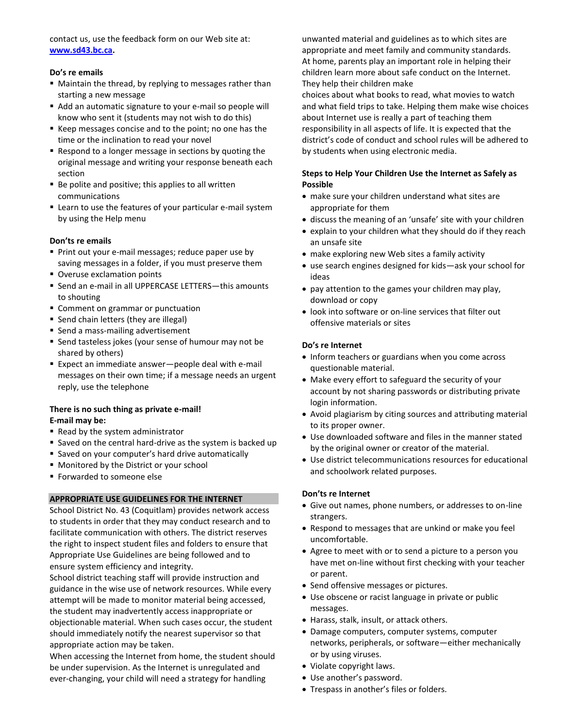contact us, use the feedback form on our Web site at: **[www.sd43.bc.ca](http://www.sd43.bc.ca).**

**Do's re emails**

- Maintain the thread, by replying to messages rather than starting a new message
- Add an automatic signature to your e-mail so people will know who sent it (students may not wish to do this)
- Keep messages concise and to the point; no one has the time or the inclination to read your novel
- Respond to a longer message in sections by quoting the original message and writing your response beneath each section
- Be polite and positive; this applies to all written communications
- Learn to use the features of your particular e-mail system by using the Help menu

**Don'ts re emails**

- Print out your e-mail messages; reduce paper use by saving messages in a folder, if you must preserve them
- Overuse exclamation points
- Send an e-mail in all UPPERCASE LETTERS—this amounts to shouting
- Comment on grammar or punctuation
- Send chain letters (they are illegal)
- Send a mass-mailing advertisement
- Send tasteless jokes (your sense of humour may not be shared by others)
- Expect an immediate answer—people deal with e-mail messages on their own time; if a message needs an urgent reply, use the telephone

**There is no such thing as private e-mail!**
**E-mail may be:**

- Read by the system administrator
- Saved on the central hard-drive as the system is backed up
- Saved on your computer's hard drive automatically
- Monitored by the District or your school
- Forwarded to someone else

## APPROPRIATE USE GUIDELINES FOR THE INTERNET

School District No. 43 (Coquitlam) provides network access to students in order that they may conduct research and to facilitate communication with others. The district reserves the right to inspect student files and folders to ensure that Appropriate Use Guidelines are being followed and to ensure system efficiency and integrity.

School district teaching staff will provide instruction and guidance in the wise use of network resources. While every attempt will be made to monitor material being accessed, the student may inadvertently access inappropriate or objectionable material. When such cases occur, the student should immediately notify the nearest supervisor so that appropriate action may be taken.

When accessing the Internet from home, the student should be under supervision. As the Internet is unregulated and ever-changing, your child will need a strategy for handling unwanted material and guidelines as to which sites are appropriate and meet family and community standards. At home, parents play an important role in helping their children learn more about safe conduct on the Internet. They help their children make choices about what books to read, what movies to watch and what field trips to take. Helping them make wise choices about Internet use is really a part of teaching them responsibility in all aspects of life. It is expected that the district's code of conduct and school rules will be adhered to by students when using electronic media.

**Steps to Help Your Children Use the Internet as Safely as Possible**

- make sure your children understand what sites are appropriate for them
- discuss the meaning of an 'unsafe' site with your children
- explain to your children what they should do if they reach an unsafe site
- make exploring new Web sites a family activity
- use search engines designed for kids—ask your school for ideas
- pay attention to the games your children may play, download or copy
- look into software or on-line services that filter out offensive materials or sites

**Do's re Internet**

- Inform teachers or guardians when you come across questionable material.
- Make every effort to safeguard the security of your account by not sharing passwords or distributing private login information.
- Avoid plagiarism by citing sources and attributing material to its proper owner.
- Use downloaded software and files in the manner stated by the original owner or creator of the material.
- Use district telecommunications resources for educational and schoolwork related purposes.

**Don'ts re Internet**

- Give out names, phone numbers, or addresses to on-line strangers.
- Respond to messages that are unkind or make you feel uncomfortable.
- Agree to meet with or to send a picture to a person you have met on-line without first checking with your teacher or parent.
- Send offensive messages or pictures.
- Use obscene or racist language in private or public messages.
- Harass, stalk, insult, or attack others.
- Damage computers, computer systems, computer networks, peripherals, or software—either mechanically or by using viruses.
- Violate copyright laws.
- Use another's password.
- Trespass in another's files or folders.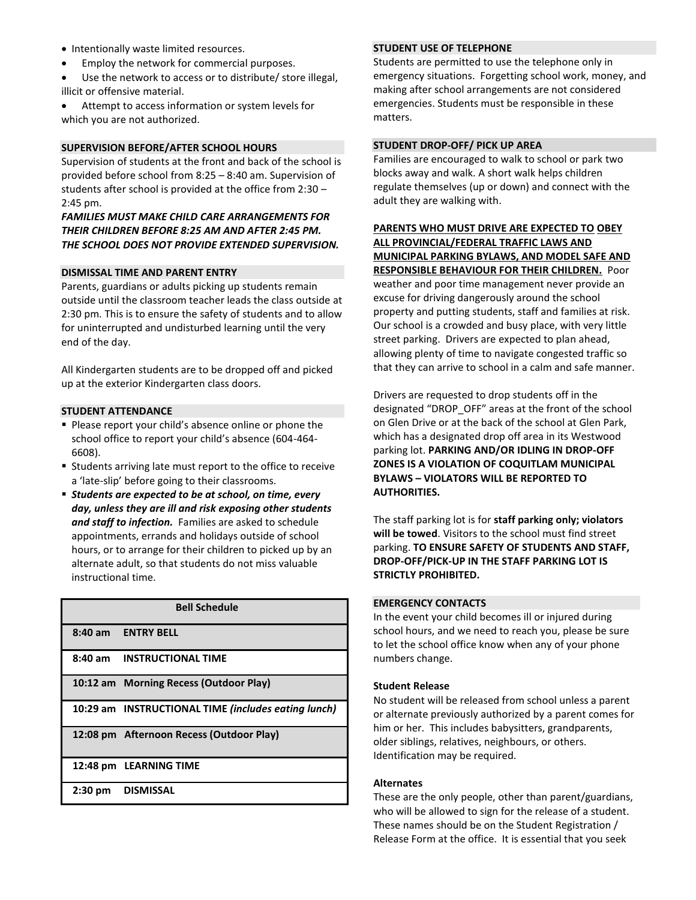- Intentionally waste limited resources.
- Employ the network for commercial purposes.
- Use the network to access or to distribute/ store illegal, illicit or offensive material.
- Attempt to access information or system levels for which you are not authorized.

## SUPERVISION BEFORE/AFTER SCHOOL HOURS

Supervision of students at the front and back of the school is provided before school from 8:25 – 8:40 am. Supervision of students after school is provided at the office from 2:30 – 2:45 pm.

***FAMILIES MUST MAKE CHILD CARE ARRANGEMENTS FOR THEIR CHILDREN BEFORE 8:25 AM AND AFTER 2:45 PM. THE SCHOOL DOES NOT PROVIDE EXTENDED SUPERVISION.***

## DISMISSAL TIME AND PARENT ENTRY

Parents, guardians or adults picking up students remain outside until the classroom teacher leads the class outside at 2:30 pm. This is to ensure the safety of students and to allow for uninterrupted and undisturbed learning until the very end of the day.

All Kindergarten students are to be dropped off and picked up at the exterior Kindergarten class doors.

## STUDENT ATTENDANCE

- Please report your child's absence online or phone the school office to report your child's absence (604-464-6608).
- Students arriving late must report to the office to receive a 'late-slip' before going to their classrooms.
- ***Students are expected to be at school, on time, every day, unless they are ill and risk exposing other students and staff to infection.*** Families are asked to schedule appointments, errands and holidays outside of school hours, or to arrange for their children to picked up by an alternate adult, so that students do not miss valuable instructional time.

| Bell Schedule |
|---|
| **8:40 am ENTRY BELL** |
| **8:40 am INSTRUCTIONAL TIME** |
| **10:12 am Morning Recess (Outdoor Play)** |
| **10:29 am INSTRUCTIONAL TIME *(includes eating lunch)*** |
| **12:08 pm Afternoon Recess (Outdoor Play)** |
| **12:48 pm LEARNING TIME** |
| **2:30 pm DISMISSAL** |

## STUDENT USE OF TELEPHONE

Students are permitted to use the telephone only in emergency situations. Forgetting school work, money, and making after school arrangements are not considered emergencies. Students must be responsible in these matters.

## STUDENT DROP-OFF/ PICK UP AREA

Families are encouraged to walk to school or park two blocks away and walk. A short walk helps children regulate themselves (up or down) and connect with the adult they are walking with.

**PARENTS WHO MUST DRIVE ARE EXPECTED TO OBEY ALL PROVINCIAL/FEDERAL TRAFFIC LAWS AND MUNICIPAL PARKING BYLAWS, AND MODEL SAFE AND RESPONSIBLE BEHAVIOUR FOR THEIR CHILDREN.** Poor weather and poor time management never provide an excuse for driving dangerously around the school property and putting students, staff and families at risk. Our school is a crowded and busy place, with very little street parking. Drivers are expected to plan ahead, allowing plenty of time to navigate congested traffic so that they can arrive to school in a calm and safe manner.

Drivers are requested to drop students off in the designated "DROP_OFF" areas at the front of the school on Glen Drive or at the back of the school at Glen Park, which has a designated drop off area in its Westwood parking lot. **PARKING AND/OR IDLING IN DROP-OFF ZONES IS A VIOLATION OF COQUITLAM MUNICIPAL BYLAWS – VIOLATORS WILL BE REPORTED TO AUTHORITIES.**

The staff parking lot is for **staff parking only; violators will be towed**. Visitors to the school must find street parking. **TO ENSURE SAFETY OF STUDENTS AND STAFF, DROP-OFF/PICK-UP IN THE STAFF PARKING LOT IS STRICTLY PROHIBITED.**

## EMERGENCY CONTACTS

In the event your child becomes ill or injured during school hours, and we need to reach you, please be sure to let the school office know when any of your phone numbers change.

### Student Release

No student will be released from school unless a parent or alternate previously authorized by a parent comes for him or her. This includes babysitters, grandparents, older siblings, relatives, neighbours, or others. Identification may be required.

### Alternates

These are the only people, other than parent/guardians, who will be allowed to sign for the release of a student. These names should be on the Student Registration / Release Form at the office. It is essential that you seek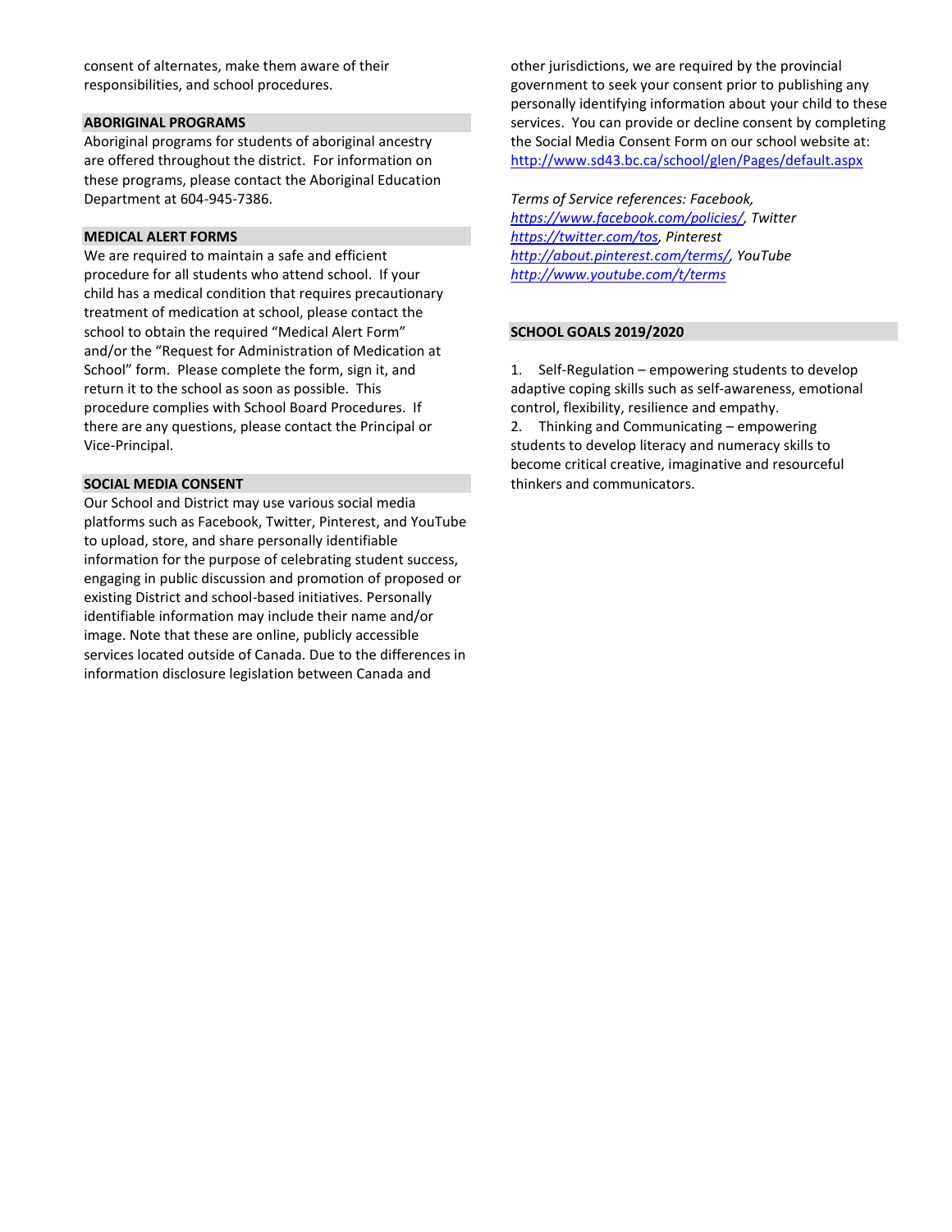consent of alternates, make them aware of their responsibilities, and school procedures.

## ABORIGINAL PROGRAMS

Aboriginal programs for students of aboriginal ancestry are offered throughout the district. For information on these programs, please contact the Aboriginal Education Department at 604-945-7386.

## MEDICAL ALERT FORMS

We are required to maintain a safe and efficient procedure for all students who attend school. If your child has a medical condition that requires precautionary treatment of medication at school, please contact the school to obtain the required "Medical Alert Form" and/or the "Request for Administration of Medication at School" form. Please complete the form, sign it, and return it to the school as soon as possible. This procedure complies with School Board Procedures. If there are any questions, please contact the Principal or Vice-Principal.

## SOCIAL MEDIA CONSENT

Our School and District may use various social media platforms such as Facebook, Twitter, Pinterest, and YouTube to upload, store, and share personally identifiable information for the purpose of celebrating student success, engaging in public discussion and promotion of proposed or existing District and school-based initiatives. Personally identifiable information may include their name and/or image. Note that these are online, publicly accessible services located outside of Canada. Due to the differences in information disclosure legislation between Canada and other jurisdictions, we are required by the provincial government to seek your consent prior to publishing any personally identifying information about your child to these services. You can provide or decline consent by completing the Social Media Consent Form on our school website at: http://www.sd43.bc.ca/school/glen/Pages/default.aspx

*Terms of Service references: Facebook, https://www.facebook.com/policies/, Twitter https://twitter.com/tos, Pinterest http://about.pinterest.com/terms/, YouTube http://www.youtube.com/t/terms*

## SCHOOL GOALS 2019/2020

1. Self-Regulation – empowering students to develop adaptive coping skills such as self-awareness, emotional control, flexibility, resilience and empathy.
2. Thinking and Communicating – empowering students to develop literacy and numeracy skills to become critical creative, imaginative and resourceful thinkers and communicators.